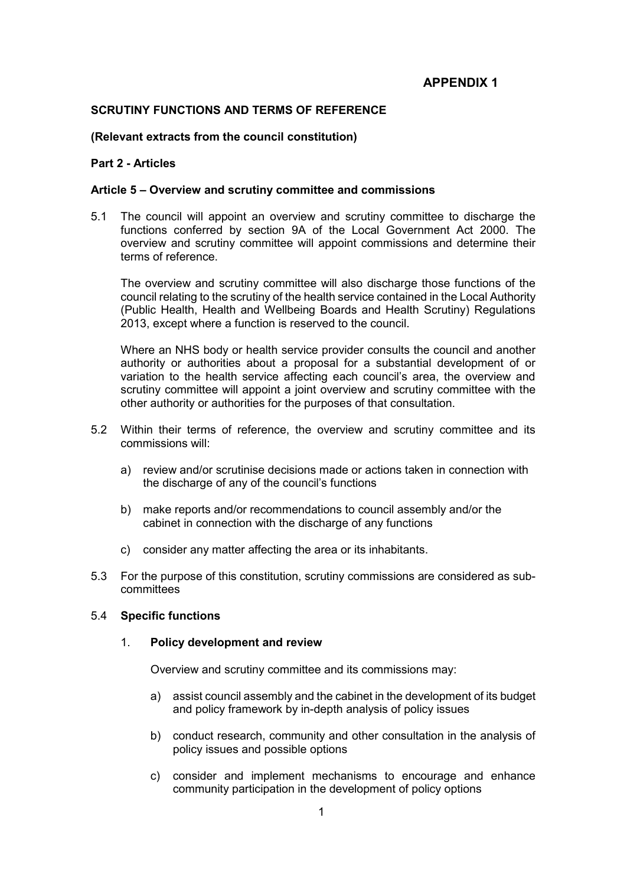# APPENDIX 1

**SCRUTINY FUNCTIONS AND TERMS OF REFERENCE**

**(Relevant extracts from the council constitution)**

**Part 2 - Articles**

**Article 5 – Overview and scrutiny committee and commissions**

5.1 The council will appoint an overview and scrutiny committee to discharge the functions conferred by section 9A of the Local Government Act 2000. The overview and scrutiny committee will appoint commissions and determine their terms of reference.

The overview and scrutiny committee will also discharge those functions of the council relating to the scrutiny of the health service contained in the Local Authority (Public Health, Health and Wellbeing Boards and Health Scrutiny) Regulations 2013, except where a function is reserved to the council.

Where an NHS body or health service provider consults the council and another authority or authorities about a proposal for a substantial development of or variation to the health service affecting each council's area, the overview and scrutiny committee will appoint a joint overview and scrutiny committee with the other authority or authorities for the purposes of that consultation.

5.2 Within their terms of reference, the overview and scrutiny committee and its commissions will:

a) review and/or scrutinise decisions made or actions taken in connection with the discharge of any of the council's functions

b) make reports and/or recommendations to council assembly and/or the cabinet in connection with the discharge of any functions

c) consider any matter affecting the area or its inhabitants.

5.3 For the purpose of this constitution, scrutiny commissions are considered as sub-committees

5.4 **Specific functions**

1. **Policy development and review**

Overview and scrutiny committee and its commissions may:

a) assist council assembly and the cabinet in the development of its budget and policy framework by in-depth analysis of policy issues

b) conduct research, community and other consultation in the analysis of policy issues and possible options

c) consider and implement mechanisms to encourage and enhance community participation in the development of policy options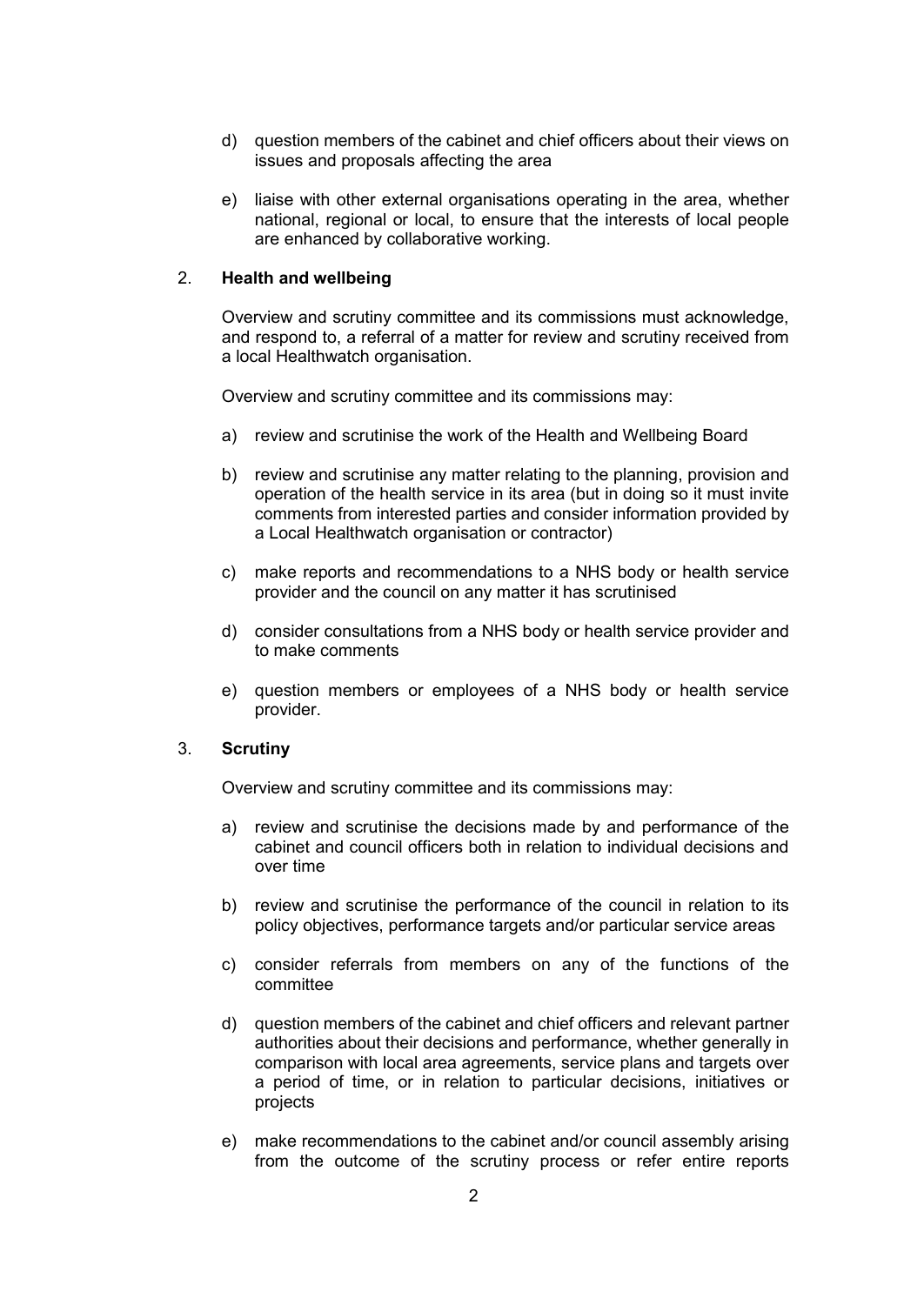d) question members of the cabinet and chief officers about their views on issues and proposals affecting the area

e) liaise with other external organisations operating in the area, whether national, regional or local, to ensure that the interests of local people are enhanced by collaborative working.

## 2. Health and wellbeing

Overview and scrutiny committee and its commissions must acknowledge, and respond to, a referral of a matter for review and scrutiny received from a local Healthwatch organisation.

Overview and scrutiny committee and its commissions may:

a) review and scrutinise the work of the Health and Wellbeing Board

b) review and scrutinise any matter relating to the planning, provision and operation of the health service in its area (but in doing so it must invite comments from interested parties and consider information provided by a Local Healthwatch organisation or contractor)

c) make reports and recommendations to a NHS body or health service provider and the council on any matter it has scrutinised

d) consider consultations from a NHS body or health service provider and to make comments

e) question members or employees of a NHS body or health service provider.

## 3. Scrutiny

Overview and scrutiny committee and its commissions may:

a) review and scrutinise the decisions made by and performance of the cabinet and council officers both in relation to individual decisions and over time

b) review and scrutinise the performance of the council in relation to its policy objectives, performance targets and/or particular service areas

c) consider referrals from members on any of the functions of the committee

d) question members of the cabinet and chief officers and relevant partner authorities about their decisions and performance, whether generally in comparison with local area agreements, service plans and targets over a period of time, or in relation to particular decisions, initiatives or projects

e) make recommendations to the cabinet and/or council assembly arising from the outcome of the scrutiny process or refer entire reports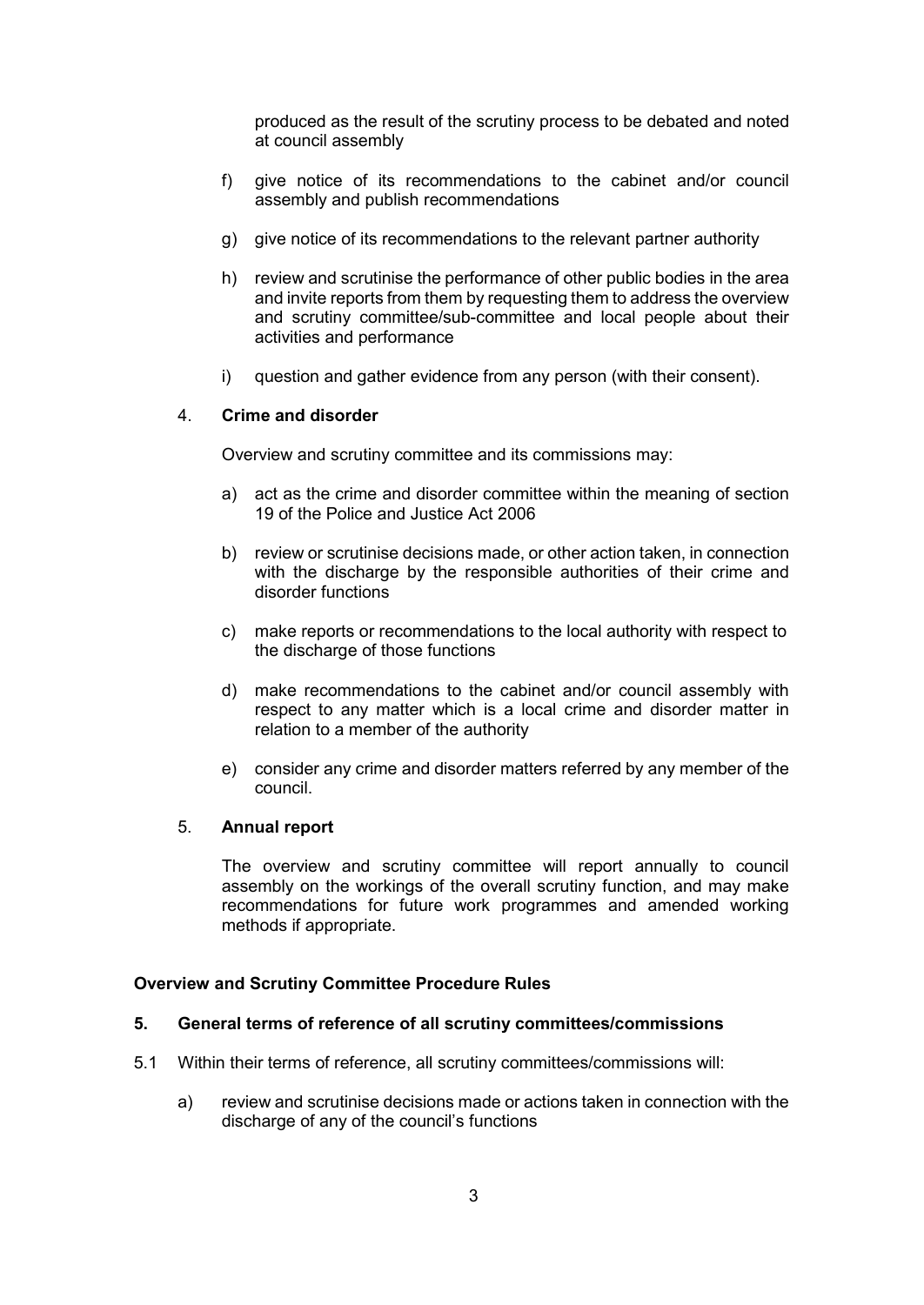produced as the result of the scrutiny process to be debated and noted at council assembly

f) give notice of its recommendations to the cabinet and/or council assembly and publish recommendations

g) give notice of its recommendations to the relevant partner authority

h) review and scrutinise the performance of other public bodies in the area and invite reports from them by requesting them to address the overview and scrutiny committee/sub-committee and local people about their activities and performance

i) question and gather evidence from any person (with their consent).

4. **Crime and disorder**

Overview and scrutiny committee and its commissions may:

a) act as the crime and disorder committee within the meaning of section 19 of the Police and Justice Act 2006

b) review or scrutinise decisions made, or other action taken, in connection with the discharge by the responsible authorities of their crime and disorder functions

c) make reports or recommendations to the local authority with respect to the discharge of those functions

d) make recommendations to the cabinet and/or council assembly with respect to any matter which is a local crime and disorder matter in relation to a member of the authority

e) consider any crime and disorder matters referred by any member of the council.

5. **Annual report**

The overview and scrutiny committee will report annually to council assembly on the workings of the overall scrutiny function, and may make recommendations for future work programmes and amended working methods if appropriate.

**Overview and Scrutiny Committee Procedure Rules**

**5. General terms of reference of all scrutiny committees/commissions**

5.1 Within their terms of reference, all scrutiny committees/commissions will:

a) review and scrutinise decisions made or actions taken in connection with the discharge of any of the council's functions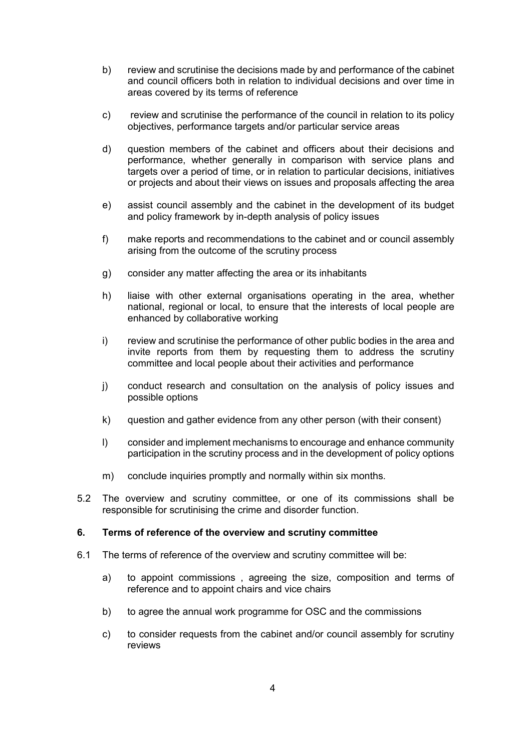b) review and scrutinise the decisions made by and performance of the cabinet and council officers both in relation to individual decisions and over time in areas covered by its terms of reference

c) review and scrutinise the performance of the council in relation to its policy objectives, performance targets and/or particular service areas

d) question members of the cabinet and officers about their decisions and performance, whether generally in comparison with service plans and targets over a period of time, or in relation to particular decisions, initiatives or projects and about their views on issues and proposals affecting the area

e) assist council assembly and the cabinet in the development of its budget and policy framework by in-depth analysis of policy issues

f) make reports and recommendations to the cabinet and or council assembly arising from the outcome of the scrutiny process

g) consider any matter affecting the area or its inhabitants

h) liaise with other external organisations operating in the area, whether national, regional or local, to ensure that the interests of local people are enhanced by collaborative working

i) review and scrutinise the performance of other public bodies in the area and invite reports from them by requesting them to address the scrutiny committee and local people about their activities and performance

j) conduct research and consultation on the analysis of policy issues and possible options

k) question and gather evidence from any other person (with their consent)

l) consider and implement mechanisms to encourage and enhance community participation in the scrutiny process and in the development of policy options

m) conclude inquiries promptly and normally within six months.

5.2 The overview and scrutiny committee, or one of its commissions shall be responsible for scrutinising the crime and disorder function.

## 6. Terms of reference of the overview and scrutiny committee

6.1 The terms of reference of the overview and scrutiny committee will be:

a) to appoint commissions , agreeing the size, composition and terms of reference and to appoint chairs and vice chairs

b) to agree the annual work programme for OSC and the commissions

c) to consider requests from the cabinet and/or council assembly for scrutiny reviews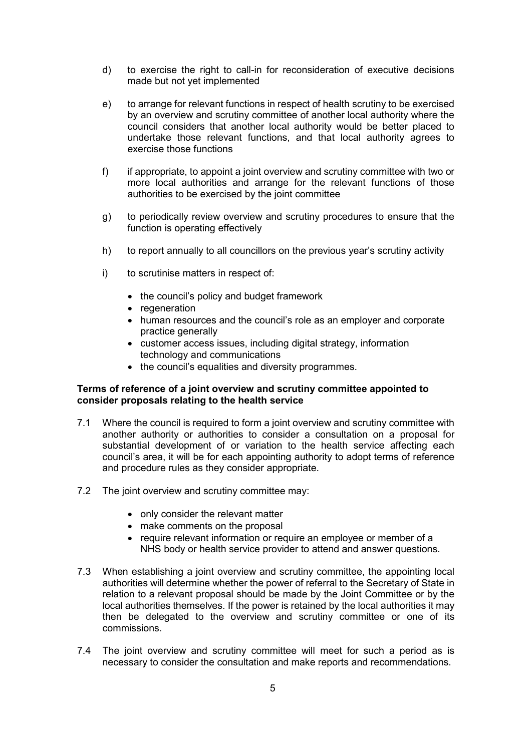d) to exercise the right to call-in for reconsideration of executive decisions made but not yet implemented

e) to arrange for relevant functions in respect of health scrutiny to be exercised by an overview and scrutiny committee of another local authority where the council considers that another local authority would be better placed to undertake those relevant functions, and that local authority agrees to exercise those functions

f) if appropriate, to appoint a joint overview and scrutiny committee with two or more local authorities and arrange for the relevant functions of those authorities to be exercised by the joint committee

g) to periodically review overview and scrutiny procedures to ensure that the function is operating effectively

h) to report annually to all councillors on the previous year's scrutiny activity

i) to scrutinise matters in respect of:

- the council's policy and budget framework
- regeneration
- human resources and the council's role as an employer and corporate practice generally
- customer access issues, including digital strategy, information technology and communications
- the council's equalities and diversity programmes.

**Terms of reference of a joint overview and scrutiny committee appointed to consider proposals relating to the health service**

7.1 Where the council is required to form a joint overview and scrutiny committee with another authority or authorities to consider a consultation on a proposal for substantial development of or variation to the health service affecting each council's area, it will be for each appointing authority to adopt terms of reference and procedure rules as they consider appropriate.

7.2 The joint overview and scrutiny committee may:

- only consider the relevant matter
- make comments on the proposal
- require relevant information or require an employee or member of a NHS body or health service provider to attend and answer questions.

7.3 When establishing a joint overview and scrutiny committee, the appointing local authorities will determine whether the power of referral to the Secretary of State in relation to a relevant proposal should be made by the Joint Committee or by the local authorities themselves. If the power is retained by the local authorities it may then be delegated to the overview and scrutiny committee or one of its commissions.

7.4 The joint overview and scrutiny committee will meet for such a period as is necessary to consider the consultation and make reports and recommendations.